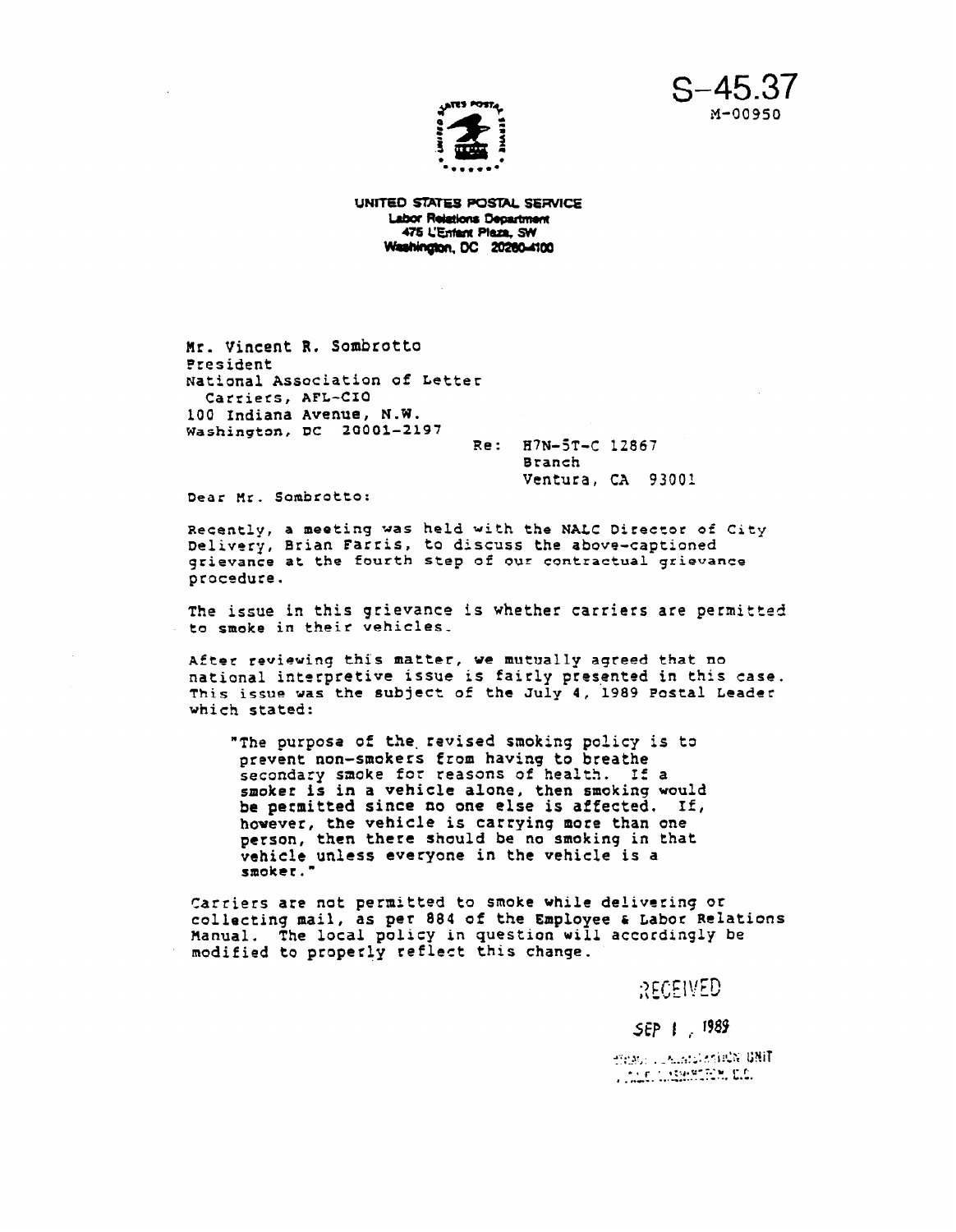S-45.37
M-00950

UNITED STATES POSTAL SERVICE
Labor Relations Department
475 L'Enfant Plaza, SW
Washington, DC 20260-4100

Mr. Vincent R. Sombrotto
President
National Association of Letter
Carriers, AFL-CIO
100 Indiana Avenue, N.W.
Washington, DC 20001-2197

Re: H7N-5T-C 12867
Branch
Ventura, CA 93001

Dear Mr. Sombrotto:

Recently, a meeting was held with the NALC Director of City Delivery, Brian Farris, to discuss the above-captioned grievance at the fourth step of our contractual grievance procedure.

The issue in this grievance is whether carriers are permitted to smoke in their vehicles.

After reviewing this matter, we mutually agreed that no national interpretive issue is fairly presented in this case. This issue was the subject of the July 4, 1989 Postal Leader which stated:

> "The purpose of the revised smoking policy is to prevent non-smokers from having to breathe secondary smoke for reasons of health. If a smoker is in a vehicle alone, then smoking would be permitted since no one else is affected. If, however, the vehicle is carrying more than one person, then there should be no smoking in that vehicle unless everyone in the vehicle is a smoker."

Carriers are not permitted to smoke while delivering or collecting mail, as per 884 of the Employee & Labor Relations Manual. The local policy in question will accordingly be modified to properly reflect this change.

RECEIVED

SEP 1, 1989

CONTRACT ADMINISTRATION UNIT
N.A.L.C. WASHINGTON, D.C.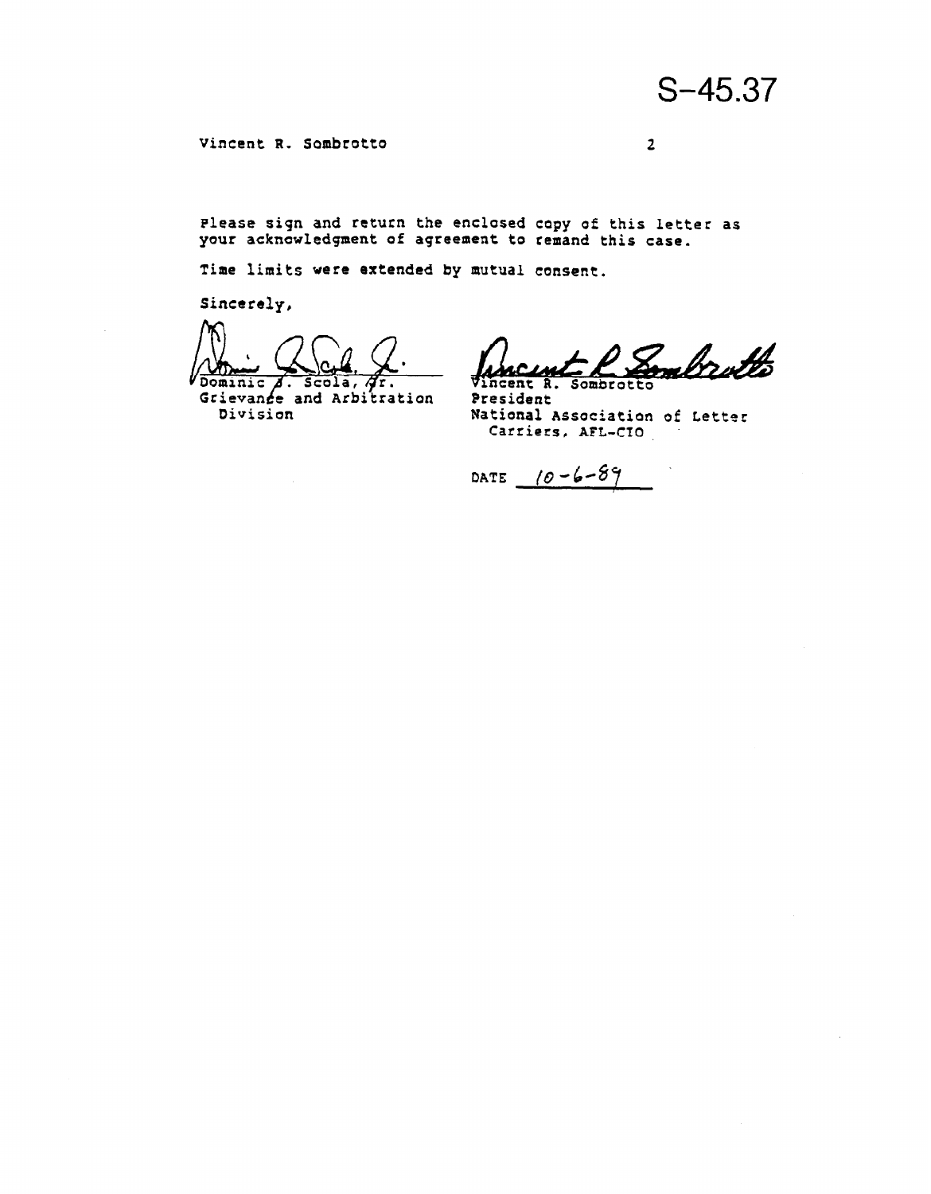S-45.37

Please sign and return the enclosed copy of this letter as your acknowledgment of agreement to remand this case.

Time limits were extended by mutual consent.

Sincerely,

Dominic J. Scola, Jr.
Grievance and Arbitration Division

Vincent R. Sombrotto
President
National Association of Letter Carriers, AFL-CIO

DATE 10-6-89